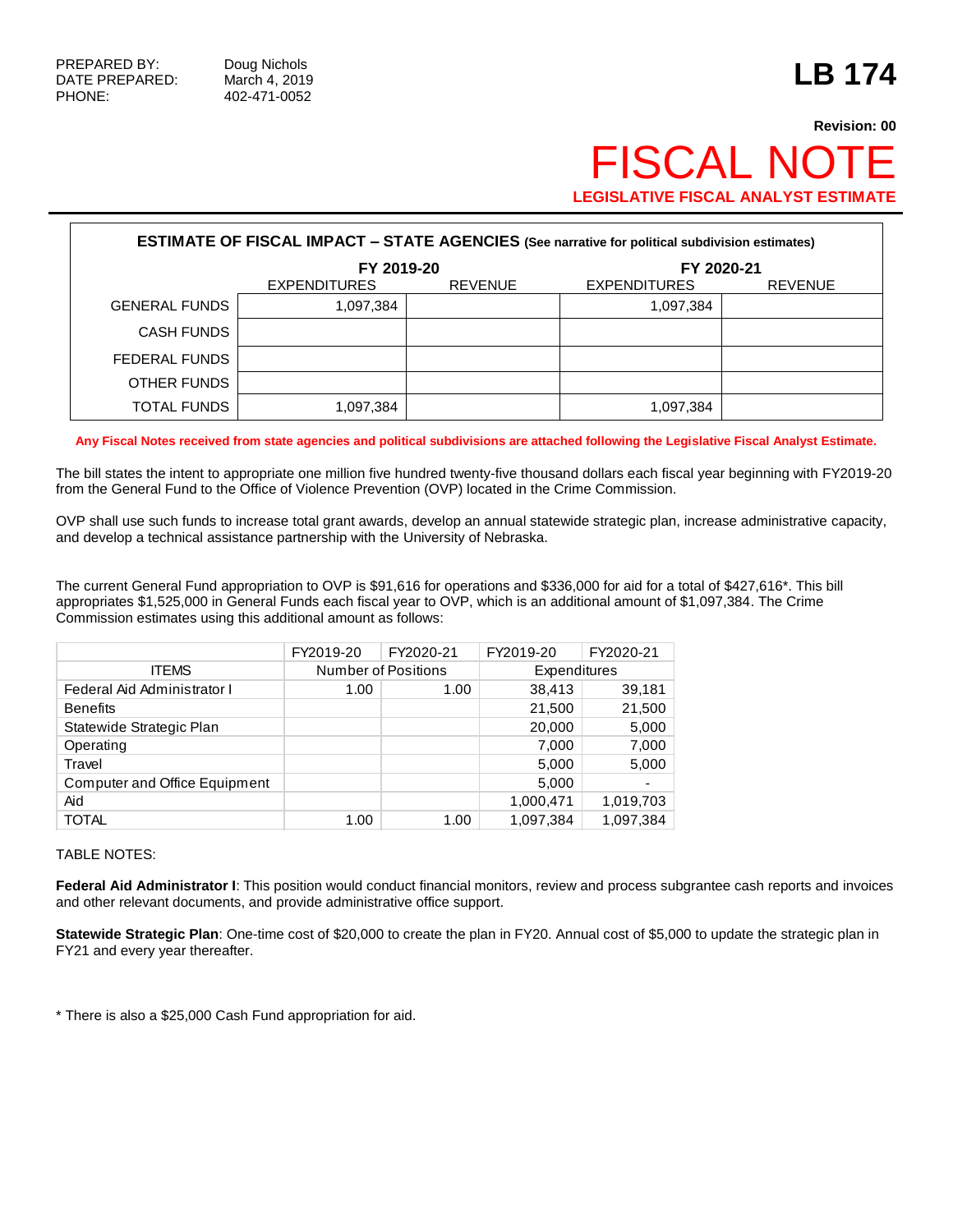PREPARED BY: Doug Nichols
DATE PREPARED: March 4, 2019
PHONE: 402-471-0052

# LB 174

**Revision: 00**

# FISCAL NOTE

**LEGISLATIVE FISCAL ANALYST ESTIMATE**

**ESTIMATE OF FISCAL IMPACT – STATE AGENCIES (See narrative for political subdivision estimates)**

| | FY 2019-20 | | FY 2020-21 | |
|---|---|---|---|---|
| | EXPENDITURES | REVENUE | EXPENDITURES | REVENUE |
| GENERAL FUNDS | 1,097,384 | | 1,097,384 | |
| CASH FUNDS | | | | |
| FEDERAL FUNDS | | | | |
| OTHER FUNDS | | | | |
| TOTAL FUNDS | 1,097,384 | | 1,097,384 | |

**Any Fiscal Notes received from state agencies and political subdivisions are attached following the Legislative Fiscal Analyst Estimate.**

The bill states the intent to appropriate one million five hundred twenty-five thousand dollars each fiscal year beginning with FY2019-20 from the General Fund to the Office of Violence Prevention (OVP) located in the Crime Commission.

OVP shall use such funds to increase total grant awards, develop an annual statewide strategic plan, increase administrative capacity, and develop a technical assistance partnership with the University of Nebraska.

The current General Fund appropriation to OVP is $91,616 for operations and $336,000 for aid for a total of $427,616*. This bill appropriates $1,525,000 in General Funds each fiscal year to OVP, which is an additional amount of $1,097,384. The Crime Commission estimates using this additional amount as follows:

| | FY2019-20 | FY2020-21 | FY2019-20 | FY2020-21 |
|---|---|---|---|---|
| ITEMS | Number of Positions | | Expenditures | |
| Federal Aid Administrator I | 1.00 | 1.00 | 38,413 | 39,181 |
| Benefits | | | 21,500 | 21,500 |
| Statewide Strategic Plan | | | 20,000 | 5,000 |
| Operating | | | 7,000 | 7,000 |
| Travel | | | 5,000 | 5,000 |
| Computer and Office Equipment | | | 5,000 | - |
| Aid | | | 1,000,471 | 1,019,703 |
| TOTAL | 1.00 | 1.00 | 1,097,384 | 1,097,384 |

TABLE NOTES:

**Federal Aid Administrator I**: This position would conduct financial monitors, review and process subgrantee cash reports and invoices and other relevant documents, and provide administrative office support.

**Statewide Strategic Plan**: One-time cost of $20,000 to create the plan in FY20. Annual cost of $5,000 to update the strategic plan in FY21 and every year thereafter.

* There is also a $25,000 Cash Fund appropriation for aid.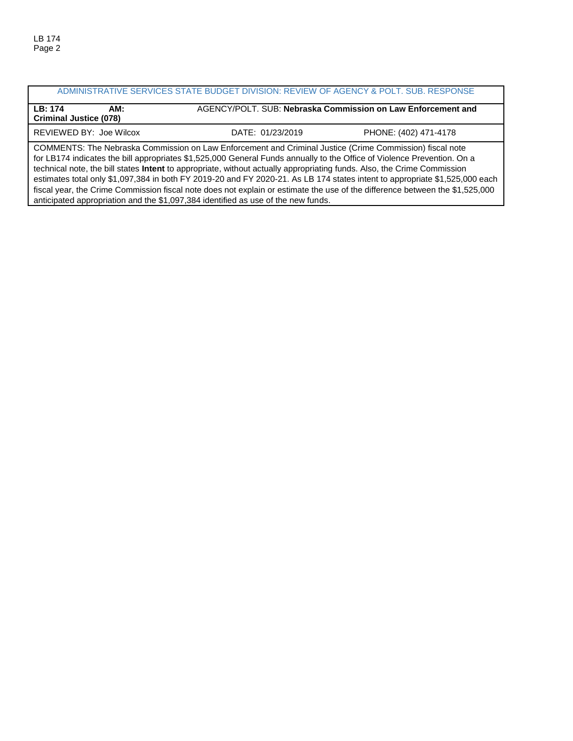| ADMINISTRATIVE SERVICES STATE BUDGET DIVISION: REVIEW OF AGENCY & POLT. SUB. RESPONSE | | |
|---|---|---|
| **LB: 174 AM:** | AGENCY/POLT. SUB: **Nebraska Commission on Law Enforcement and Criminal Justice (078)** | |
| REVIEWED BY: Joe Wilcox | DATE: 01/23/2019 | PHONE: (402) 471-4178 |
| COMMENTS: The Nebraska Commission on Law Enforcement and Criminal Justice (Crime Commission) fiscal note for LB174 indicates the bill appropriates $1,525,000 General Funds annually to the Office of Violence Prevention. On a technical note, the bill states **Intent** to appropriate, without actually appropriating funds. Also, the Crime Commission estimates total only $1,097,384 in both FY 2019-20 and FY 2020-21. As LB 174 states intent to appropriate $1,525,000 each fiscal year, the Crime Commission fiscal note does not explain or estimate the use of the difference between the $1,525,000 anticipated appropriation and the $1,097,384 identified as use of the new funds. | | |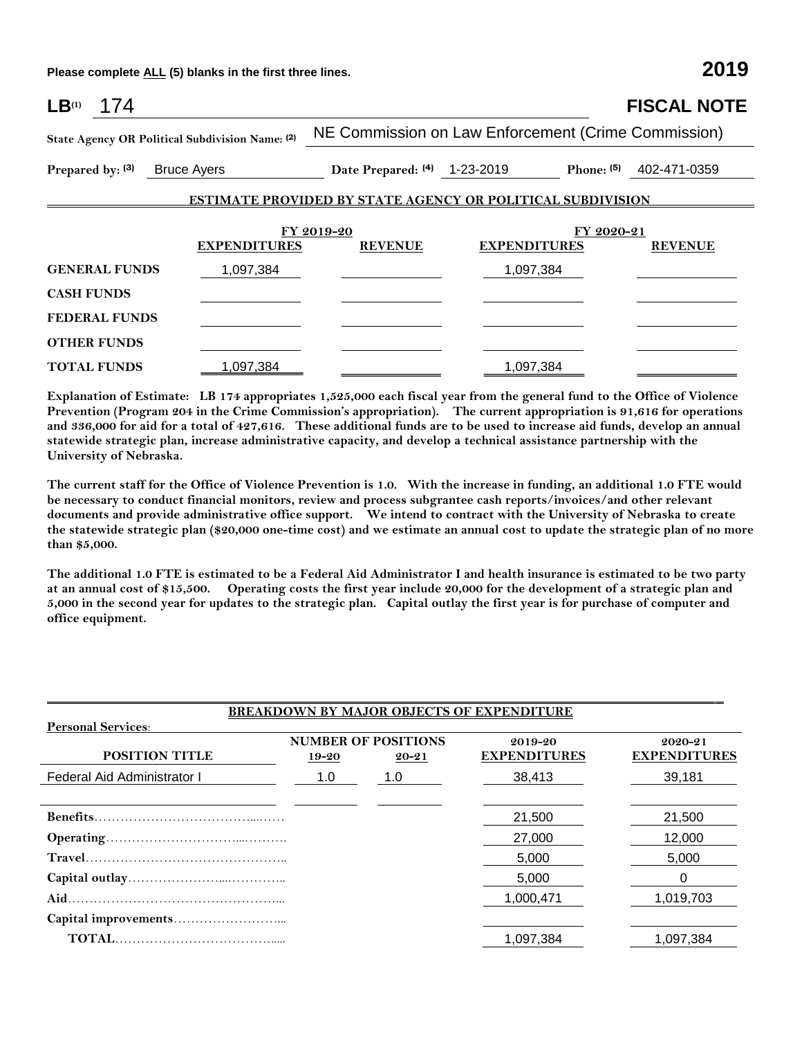Please complete ALL (5) blanks in the first three lines. **2019**

**LB**(1) 174 **FISCAL NOTE**

**State Agency OR Political Subdivision Name:** (2) NE Commission on Law Enforcement (Crime Commission)

**Prepared by:** (3) Bruce Ayers **Date Prepared:** (4) 1-23-2019 **Phone:** (5) 402-471-0359

**ESTIMATE PROVIDED BY STATE AGENCY OR POLITICAL SUBDIVISION**

| | FY 2019-20 | | FY 2020-21 | |
|---|---|---|---|---|
| | **EXPENDITURES** | **REVENUE** | **EXPENDITURES** | **REVENUE** |
| **GENERAL FUNDS** | 1,097,384 | | 1,097,384 | |
| **CASH FUNDS** | | | | |
| **FEDERAL FUNDS** | | | | |
| **OTHER FUNDS** | | | | |
| **TOTAL FUNDS** | 1,097,384 | | 1,097,384 | |

**Explanation of Estimate: LB 174 appropriates 1,525,000 each fiscal year from the general fund to the Office of Violence Prevention (Program 204 in the Crime Commission's appropriation). The current appropriation is 91,616 for operations and 336,000 for aid for a total of 427,616. These additional funds are to be used to increase aid funds, develop an annual statewide strategic plan, increase administrative capacity, and develop a technical assistance partnership with the University of Nebraska.**

**The current staff for the Office of Violence Prevention is 1.0. With the increase in funding, an additional 1.0 FTE would be necessary to conduct financial monitors, review and process subgrantee cash reports/invoices/and other relevant documents and provide administrative office support. We intend to contract with the University of Nebraska to create the statewide strategic plan ($20,000 one-time cost) and we estimate an annual cost to update the strategic plan of no more than $5,000.**

**The additional 1.0 FTE is estimated to be a Federal Aid Administrator I and health insurance is estimated to be two party at an annual cost of $15,500. Operating costs the first year include 20,000 for the development of a strategic plan and 5,000 in the second year for updates to the strategic plan. Capital outlay the first year is for purchase of computer and office equipment.**

**BREAKDOWN BY MAJOR OBJECTS OF EXPENDITURE**

**Personal Services:**

| | NUMBER OF POSITIONS | | 2019-20 | 2020-21 |
|---|---|---|---|---|
| **POSITION TITLE** | **19-20** | **20-21** | **EXPENDITURES** | **EXPENDITURES** |
| Federal Aid Administrator I | 1.0 | 1.0 | 38,413 | 39,181 |
| | | | | |
| **Benefits** | | | 21,500 | 21,500 |
| **Operating** | | | 27,000 | 12,000 |
| **Travel** | | | 5,000 | 5,000 |
| **Capital outlay** | | | 5,000 | 0 |
| **Aid** | | | 1,000,471 | 1,019,703 |
| **Capital improvements** | | | | |
| **TOTAL** | | | 1,097,384 | 1,097,384 |